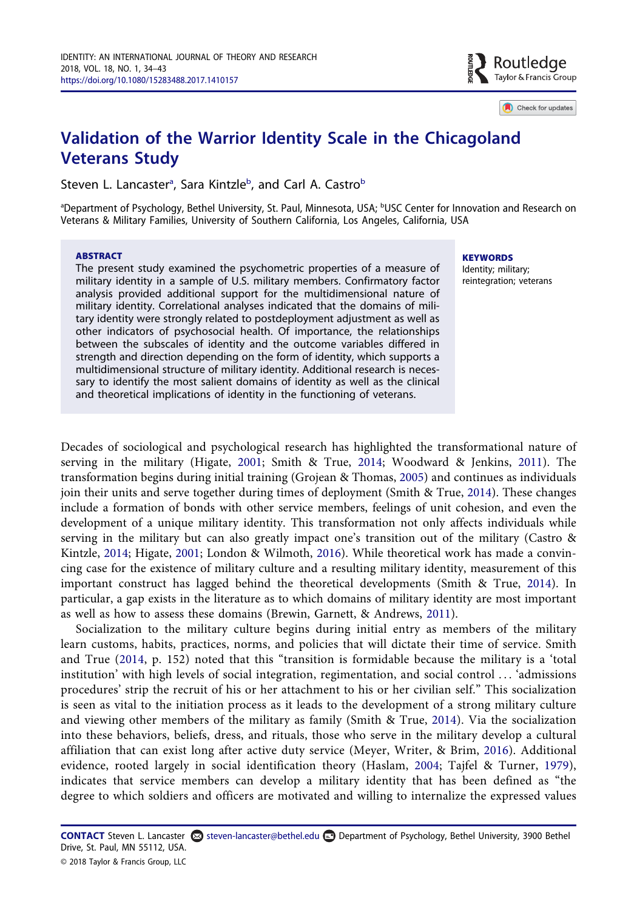# Validation of the Warrior Identity Scale in the Chicagoland Veterans Study

Steven L. Lancaster[a], Sara Kintzle[b], and Carl A. Castro[b]

[a]Department of Psychology, Bethel University, St. Paul, Minnesota, USA; [b]USC Center for Innovation and Research on Veterans & Military Families, University of Southern California, Los Angeles, California, USA

## ABSTRACT

The present study examined the psychometric properties of a measure of military identity in a sample of U.S. military members. Confirmatory factor analysis provided additional support for the multidimensional nature of military identity. Correlational analyses indicated that the domains of military identity were strongly related to postdeployment adjustment as well as other indicators of psychosocial health. Of importance, the relationships between the subscales of identity and the outcome variables differed in strength and direction depending on the form of identity, which supports a multidimensional structure of military identity. Additional research is necessary to identify the most salient domains of identity as well as the clinical and theoretical implications of identity in the functioning of veterans.

## KEYWORDS

Identity; military; reintegration; veterans

Decades of sociological and psychological research has highlighted the transformational nature of serving in the military (Higate, 2001; Smith & True, 2014; Woodward & Jenkins, 2011). The transformation begins during initial training (Grojean & Thomas, 2005) and continues as individuals join their units and serve together during times of deployment (Smith & True, 2014). These changes include a formation of bonds with other service members, feelings of unit cohesion, and even the development of a unique military identity. This transformation not only affects individuals while serving in the military but can also greatly impact one's transition out of the military (Castro & Kintzle, 2014; Higate, 2001; London & Wilmoth, 2016). While theoretical work has made a convincing case for the existence of military culture and a resulting military identity, measurement of this important construct has lagged behind the theoretical developments (Smith & True, 2014). In particular, a gap exists in the literature as to which domains of military identity are most important as well as how to assess these domains (Brewin, Garnett, & Andrews, 2011).

Socialization to the military culture begins during initial entry as members of the military learn customs, habits, practices, norms, and policies that will dictate their time of service. Smith and True (2014, p. 152) noted that this "transition is formidable because the military is a 'total institution' with high levels of social integration, regimentation, and social control … 'admissions procedures' strip the recruit of his or her attachment to his or her civilian self." This socialization is seen as vital to the initiation process as it leads to the development of a strong military culture and viewing other members of the military as family (Smith & True, 2014). Via the socialization into these behaviors, beliefs, dress, and rituals, those who serve in the military develop a cultural affiliation that can exist long after active duty service (Meyer, Writer, & Brim, 2016). Additional evidence, rooted largely in social identification theory (Haslam, 2004; Tajfel & Turner, 1979), indicates that service members can develop a military identity that has been defined as "the degree to which soldiers and officers are motivated and willing to internalize the expressed values

**CONTACT** Steven L. Lancaster steven-lancaster@bethel.edu Department of Psychology, Bethel University, 3900 Bethel Drive, St. Paul, MN 55112, USA.

© 2018 Taylor & Francis Group, LLC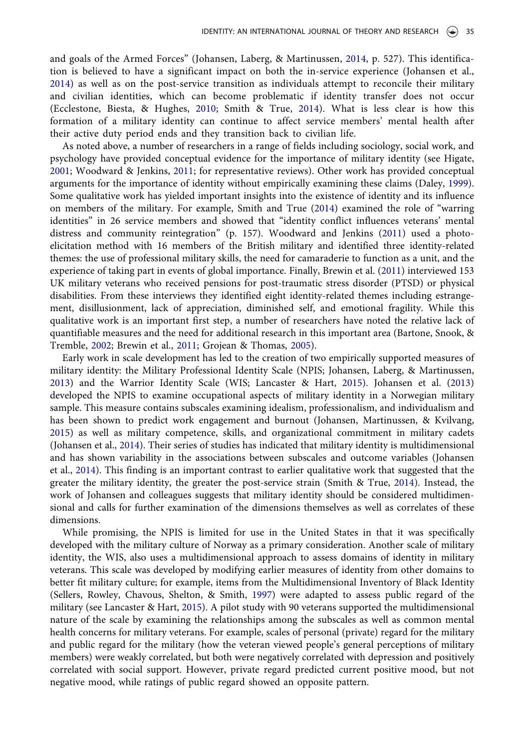and goals of the Armed Forces" (Johansen, Laberg, & Martinussen, 2014, p. 527). This identification is believed to have a significant impact on both the in-service experience (Johansen et al., 2014) as well as on the post-service transition as individuals attempt to reconcile their military and civilian identities, which can become problematic if identity transfer does not occur (Ecclestone, Biesta, & Hughes, 2010; Smith & True, 2014). What is less clear is how this formation of a military identity can continue to affect service members' mental health after their active duty period ends and they transition back to civilian life.

As noted above, a number of researchers in a range of fields including sociology, social work, and psychology have provided conceptual evidence for the importance of military identity (see Higate, 2001; Woodward & Jenkins, 2011; for representative reviews). Other work has provided conceptual arguments for the importance of identity without empirically examining these claims (Daley, 1999). Some qualitative work has yielded important insights into the existence of identity and its influence on members of the military. For example, Smith and True (2014) examined the role of "warring identities" in 26 service members and showed that "identity conflict influences veterans' mental distress and community reintegration" (p. 157). Woodward and Jenkins (2011) used a photo-elicitation method with 16 members of the British military and identified three identity-related themes: the use of professional military skills, the need for camaraderie to function as a unit, and the experience of taking part in events of global importance. Finally, Brewin et al. (2011) interviewed 153 UK military veterans who received pensions for post-traumatic stress disorder (PTSD) or physical disabilities. From these interviews they identified eight identity-related themes including estrangement, disillusionment, lack of appreciation, diminished self, and emotional fragility. While this qualitative work is an important first step, a number of researchers have noted the relative lack of quantifiable measures and the need for additional research in this important area (Bartone, Snook, & Tremble, 2002; Brewin et al., 2011; Grojean & Thomas, 2005).

Early work in scale development has led to the creation of two empirically supported measures of military identity: the Military Professional Identity Scale (NPIS; Johansen, Laberg, & Martinussen, 2013) and the Warrior Identity Scale (WIS; Lancaster & Hart, 2015). Johansen et al. (2013) developed the NPIS to examine occupational aspects of military identity in a Norwegian military sample. This measure contains subscales examining idealism, professionalism, and individualism and has been shown to predict work engagement and burnout (Johansen, Martinussen, & Kvilvang, 2015) as well as military competence, skills, and organizational commitment in military cadets (Johansen et al., 2014). Their series of studies has indicated that military identity is multidimensional and has shown variability in the associations between subscales and outcome variables (Johansen et al., 2014). This finding is an important contrast to earlier qualitative work that suggested that the greater the military identity, the greater the post-service strain (Smith & True, 2014). Instead, the work of Johansen and colleagues suggests that military identity should be considered multidimensional and calls for further examination of the dimensions themselves as well as correlates of these dimensions.

While promising, the NPIS is limited for use in the United States in that it was specifically developed with the military culture of Norway as a primary consideration. Another scale of military identity, the WIS, also uses a multidimensional approach to assess domains of identity in military veterans. This scale was developed by modifying earlier measures of identity from other domains to better fit military culture; for example, items from the Multidimensional Inventory of Black Identity (Sellers, Rowley, Chavous, Shelton, & Smith, 1997) were adapted to assess public regard of the military (see Lancaster & Hart, 2015). A pilot study with 90 veterans supported the multidimensional nature of the scale by examining the relationships among the subscales as well as common mental health concerns for military veterans. For example, scales of personal (private) regard for the military and public regard for the military (how the veteran viewed people's general perceptions of military members) were weakly correlated, but both were negatively correlated with depression and positively correlated with social support. However, private regard predicted current positive mood, but not negative mood, while ratings of public regard showed an opposite pattern.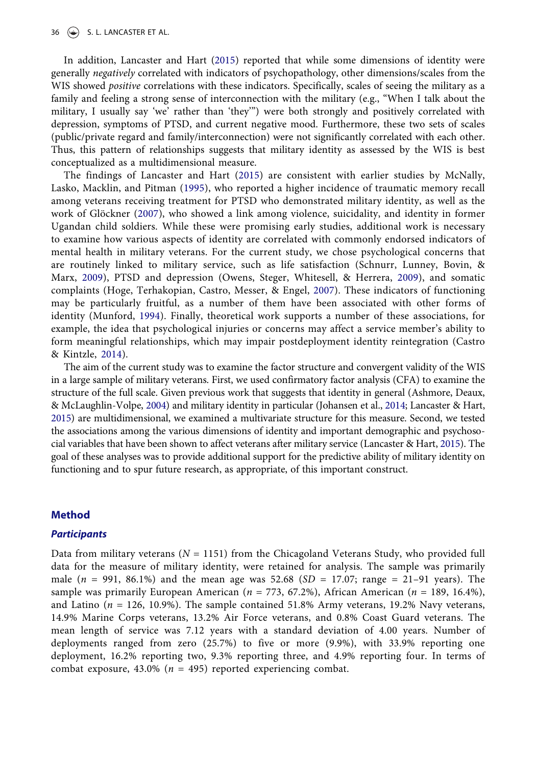In addition, Lancaster and Hart (2015) reported that while some dimensions of identity were generally *negatively* correlated with indicators of psychopathology, other dimensions/scales from the WIS showed *positive* correlations with these indicators. Specifically, scales of seeing the military as a family and feeling a strong sense of interconnection with the military (e.g., "When I talk about the military, I usually say 'we' rather than 'they'") were both strongly and positively correlated with depression, symptoms of PTSD, and current negative mood. Furthermore, these two sets of scales (public/private regard and family/interconnection) were not significantly correlated with each other. Thus, this pattern of relationships suggests that military identity as assessed by the WIS is best conceptualized as a multidimensional measure.

The findings of Lancaster and Hart (2015) are consistent with earlier studies by McNally, Lasko, Macklin, and Pitman (1995), who reported a higher incidence of traumatic memory recall among veterans receiving treatment for PTSD who demonstrated military identity, as well as the work of Glöckner (2007), who showed a link among violence, suicidality, and identity in former Ugandan child soldiers. While these were promising early studies, additional work is necessary to examine how various aspects of identity are correlated with commonly endorsed indicators of mental health in military veterans. For the current study, we chose psychological concerns that are routinely linked to military service, such as life satisfaction (Schnurr, Lunney, Bovin, & Marx, 2009), PTSD and depression (Owens, Steger, Whitesell, & Herrera, 2009), and somatic complaints (Hoge, Terhakopian, Castro, Messer, & Engel, 2007). These indicators of functioning may be particularly fruitful, as a number of them have been associated with other forms of identity (Munford, 1994). Finally, theoretical work supports a number of these associations, for example, the idea that psychological injuries or concerns may affect a service member's ability to form meaningful relationships, which may impair postdeployment identity reintegration (Castro & Kintzle, 2014).

The aim of the current study was to examine the factor structure and convergent validity of the WIS in a large sample of military veterans. First, we used confirmatory factor analysis (CFA) to examine the structure of the full scale. Given previous work that suggests that identity in general (Ashmore, Deaux, & McLaughlin-Volpe, 2004) and military identity in particular (Johansen et al., 2014; Lancaster & Hart, 2015) are multidimensional, we examined a multivariate structure for this measure. Second, we tested the associations among the various dimensions of identity and important demographic and psychosocial variables that have been shown to affect veterans after military service (Lancaster & Hart, 2015). The goal of these analyses was to provide additional support for the predictive ability of military identity on functioning and to spur future research, as appropriate, of this important construct.

## Method

### *Participants*

Data from military veterans ($N$ = 1151) from the Chicagoland Veterans Study, who provided full data for the measure of military identity, were retained for analysis. The sample was primarily male ($n$ = 991, 86.1%) and the mean age was 52.68 ($SD$ = 17.07; range = 21–91 years). The sample was primarily European American ($n$ = 773, 67.2%), African American ($n$ = 189, 16.4%), and Latino ($n$ = 126, 10.9%). The sample contained 51.8% Army veterans, 19.2% Navy veterans, 14.9% Marine Corps veterans, 13.2% Air Force veterans, and 0.8% Coast Guard veterans. The mean length of service was 7.12 years with a standard deviation of 4.00 years. Number of deployments ranged from zero (25.7%) to five or more (9.9%), with 33.9% reporting one deployment, 16.2% reporting two, 9.3% reporting three, and 4.9% reporting four. In terms of combat exposure, 43.0% ($n$ = 495) reported experiencing combat.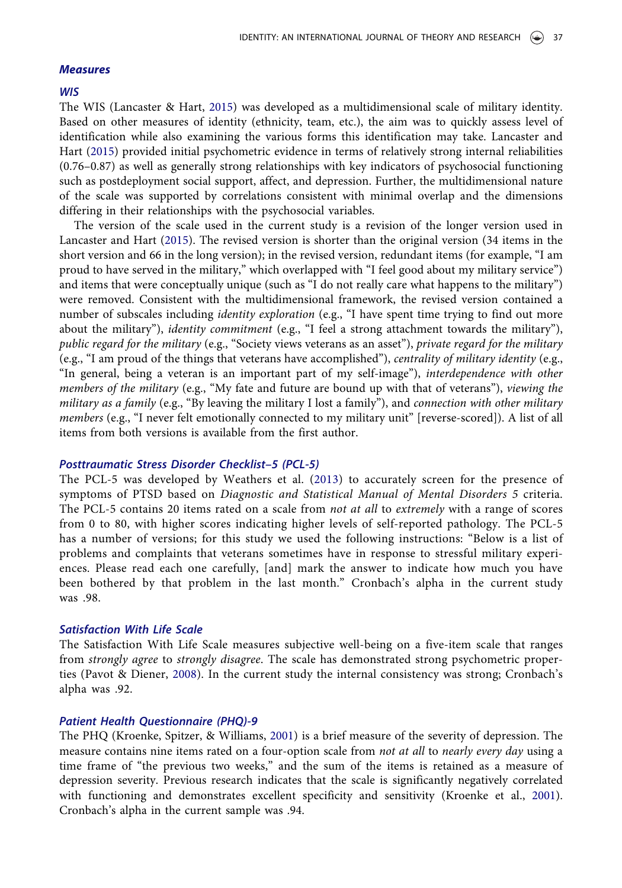## ***Measures***

### ***WIS***

The WIS (Lancaster & Hart, 2015) was developed as a multidimensional scale of military identity. Based on other measures of identity (ethnicity, team, etc.), the aim was to quickly assess level of identification while also examining the various forms this identification may take. Lancaster and Hart (2015) provided initial psychometric evidence in terms of relatively strong internal reliabilities (0.76–0.87) as well as generally strong relationships with key indicators of psychosocial functioning such as postdeployment social support, affect, and depression. Further, the multidimensional nature of the scale was supported by correlations consistent with minimal overlap and the dimensions differing in their relationships with the psychosocial variables.

The version of the scale used in the current study is a revision of the longer version used in Lancaster and Hart (2015). The revised version is shorter than the original version (34 items in the short version and 66 in the long version); in the revised version, redundant items (for example, "I am proud to have served in the military," which overlapped with "I feel good about my military service") and items that were conceptually unique (such as "I do not really care what happens to the military") were removed. Consistent with the multidimensional framework, the revised version contained a number of subscales including *identity exploration* (e.g., "I have spent time trying to find out more about the military"), *identity commitment* (e.g., "I feel a strong attachment towards the military"), *public regard for the military* (e.g., "Society views veterans as an asset"), *private regard for the military* (e.g., "I am proud of the things that veterans have accomplished"), *centrality of military identity* (e.g., "In general, being a veteran is an important part of my self-image"), *interdependence with other members of the military* (e.g., "My fate and future are bound up with that of veterans"), *viewing the military as a family* (e.g., "By leaving the military I lost a family"), and *connection with other military members* (e.g., "I never felt emotionally connected to my military unit" [reverse-scored]). A list of all items from both versions is available from the first author.

### ***Posttraumatic Stress Disorder Checklist–5 (PCL-5)***

The PCL-5 was developed by Weathers et al. (2013) to accurately screen for the presence of symptoms of PTSD based on *Diagnostic and Statistical Manual of Mental Disorders 5* criteria. The PCL-5 contains 20 items rated on a scale from *not at all* to *extremely* with a range of scores from 0 to 80, with higher scores indicating higher levels of self-reported pathology. The PCL-5 has a number of versions; for this study we used the following instructions: "Below is a list of problems and complaints that veterans sometimes have in response to stressful military experiences. Please read each one carefully, [and] mark the answer to indicate how much you have been bothered by that problem in the last month." Cronbach's alpha in the current study was .98.

### ***Satisfaction With Life Scale***

The Satisfaction With Life Scale measures subjective well-being on a five-item scale that ranges from *strongly agree* to *strongly disagree*. The scale has demonstrated strong psychometric properties (Pavot & Diener, 2008). In the current study the internal consistency was strong; Cronbach's alpha was .92.

### ***Patient Health Questionnaire (PHQ)-9***

The PHQ (Kroenke, Spitzer, & Williams, 2001) is a brief measure of the severity of depression. The measure contains nine items rated on a four-option scale from *not at all* to *nearly every day* using a time frame of "the previous two weeks," and the sum of the items is retained as a measure of depression severity. Previous research indicates that the scale is significantly negatively correlated with functioning and demonstrates excellent specificity and sensitivity (Kroenke et al., 2001). Cronbach's alpha in the current sample was .94.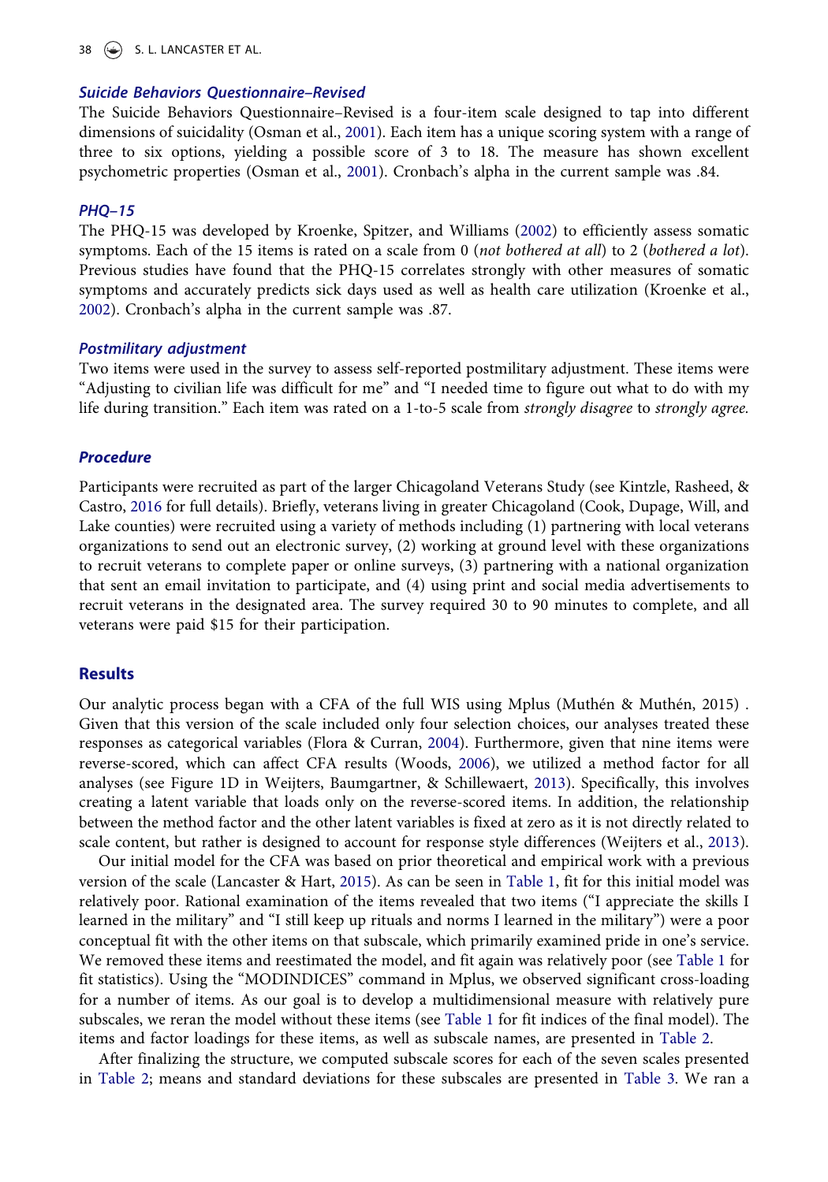### *Suicide Behaviors Questionnaire–Revised*

The Suicide Behaviors Questionnaire–Revised is a four-item scale designed to tap into different dimensions of suicidality (Osman et al., 2001). Each item has a unique scoring system with a range of three to six options, yielding a possible score of 3 to 18. The measure has shown excellent psychometric properties (Osman et al., 2001). Cronbach's alpha in the current sample was .84.

### *PHQ–15*

The PHQ-15 was developed by Kroenke, Spitzer, and Williams (2002) to efficiently assess somatic symptoms. Each of the 15 items is rated on a scale from 0 (*not bothered at all*) to 2 (*bothered a lot*). Previous studies have found that the PHQ-15 correlates strongly with other measures of somatic symptoms and accurately predicts sick days used as well as health care utilization (Kroenke et al., 2002). Cronbach's alpha in the current sample was .87.

### *Postmilitary adjustment*

Two items were used in the survey to assess self-reported postmilitary adjustment. These items were "Adjusting to civilian life was difficult for me" and "I needed time to figure out what to do with my life during transition." Each item was rated on a 1-to-5 scale from *strongly disagree* to *strongly agree.*

### *Procedure*

Participants were recruited as part of the larger Chicagoland Veterans Study (see Kintzle, Rasheed, & Castro, 2016 for full details). Briefly, veterans living in greater Chicagoland (Cook, Dupage, Will, and Lake counties) were recruited using a variety of methods including (1) partnering with local veterans organizations to send out an electronic survey, (2) working at ground level with these organizations to recruit veterans to complete paper or online surveys, (3) partnering with a national organization that sent an email invitation to participate, and (4) using print and social media advertisements to recruit veterans in the designated area. The survey required 30 to 90 minutes to complete, and all veterans were paid $15 for their participation.

## Results

Our analytic process began with a CFA of the full WIS using Mplus (Muthén & Muthén, 2015) . Given that this version of the scale included only four selection choices, our analyses treated these responses as categorical variables (Flora & Curran, 2004). Furthermore, given that nine items were reverse-scored, which can affect CFA results (Woods, 2006), we utilized a method factor for all analyses (see Figure 1D in Weijters, Baumgartner, & Schillewaert, 2013). Specifically, this involves creating a latent variable that loads only on the reverse-scored items. In addition, the relationship between the method factor and the other latent variables is fixed at zero as it is not directly related to scale content, but rather is designed to account for response style differences (Weijters et al., 2013).

Our initial model for the CFA was based on prior theoretical and empirical work with a previous version of the scale (Lancaster & Hart, 2015). As can be seen in Table 1, fit for this initial model was relatively poor. Rational examination of the items revealed that two items ("I appreciate the skills I learned in the military" and "I still keep up rituals and norms I learned in the military") were a poor conceptual fit with the other items on that subscale, which primarily examined pride in one's service. We removed these items and reestimated the model, and fit again was relatively poor (see Table 1 for fit statistics). Using the "MODINDICES" command in Mplus, we observed significant cross-loading for a number of items. As our goal is to develop a multidimensional measure with relatively pure subscales, we reran the model without these items (see Table 1 for fit indices of the final model). The items and factor loadings for these items, as well as subscale names, are presented in Table 2.

After finalizing the structure, we computed subscale scores for each of the seven scales presented in Table 2; means and standard deviations for these subscales are presented in Table 3. We ran a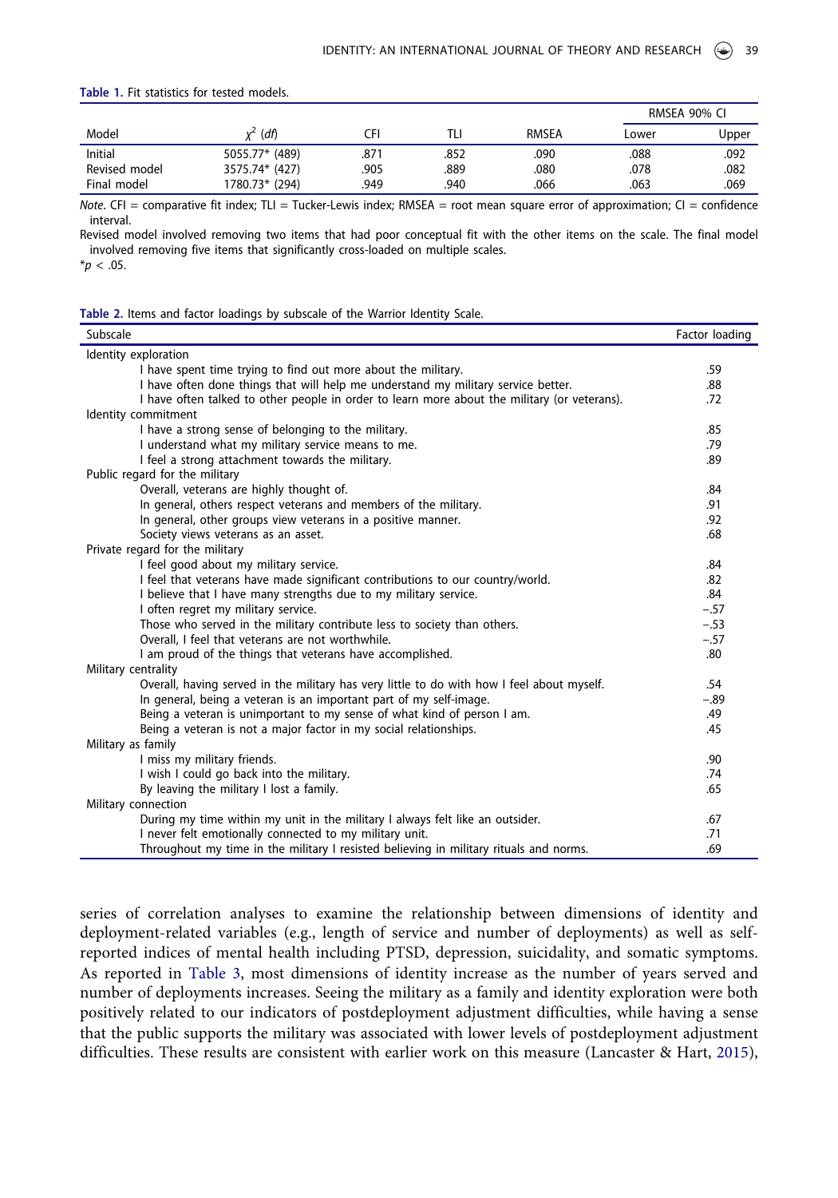**Table 1.** Fit statistics for tested models.

| Model | $\chi^2$ (*df*) | CFI | TLI | RMSEA | RMSEA 90% CI | |
|---|---|---|---|---|---|---|
| | | | | | Lower | Upper |
| Initial | 5055.77* (489) | .871 | .852 | .090 | .088 | .092 |
| Revised model | 3575.74* (427) | .905 | .889 | .080 | .078 | .082 |
| Final model | 1780.73* (294) | .949 | .940 | .066 | .063 | .069 |

*Note.* CFI = comparative fit index; TLI = Tucker-Lewis index; RMSEA = root mean square error of approximation; CI = confidence interval.

Revised model involved removing two items that had poor conceptual fit with the other items on the scale. The final model involved removing five items that significantly cross-loaded on multiple scales.

*$p < .05$.

**Table 2.** Items and factor loadings by subscale of the Warrior Identity Scale.

| Subscale | Factor loading |
|---|---|
| Identity exploration | |
| I have spent time trying to find out more about the military. | .59 |
| I have often done things that will help me understand my military service better. | .88 |
| I have often talked to other people in order to learn more about the military (or veterans). | .72 |
| Identity commitment | |
| I have a strong sense of belonging to the military. | .85 |
| I understand what my military service means to me. | .79 |
| I feel a strong attachment towards the military. | .89 |
| Public regard for the military | |
| Overall, veterans are highly thought of. | .84 |
| In general, others respect veterans and members of the military. | .91 |
| In general, other groups view veterans in a positive manner. | .92 |
| Society views veterans as an asset. | .68 |
| Private regard for the military | |
| I feel good about my military service. | .84 |
| I feel that veterans have made significant contributions to our country/world. | .82 |
| I believe that I have many strengths due to my military service. | .84 |
| I often regret my military service. | −.57 |
| Those who served in the military contribute less to society than others. | −.53 |
| Overall, I feel that veterans are not worthwhile. | −.57 |
| I am proud of the things that veterans have accomplished. | .80 |
| Military centrality | |
| Overall, having served in the military has very little to do with how I feel about myself. | .54 |
| In general, being a veteran is an important part of my self-image. | −.89 |
| Being a veteran is unimportant to my sense of what kind of person I am. | .49 |
| Being a veteran is not a major factor in my social relationships. | .45 |
| Military as family | |
| I miss my military friends. | .90 |
| I wish I could go back into the military. | .74 |
| By leaving the military I lost a family. | .65 |
| Military connection | |
| During my time within my unit in the military I always felt like an outsider. | .67 |
| I never felt emotionally connected to my military unit. | .71 |
| Throughout my time in the military I resisted believing in military rituals and norms. | .69 |

series of correlation analyses to examine the relationship between dimensions of identity and deployment-related variables (e.g., length of service and number of deployments) as well as self-reported indices of mental health including PTSD, depression, suicidality, and somatic symptoms. As reported in Table 3, most dimensions of identity increase as the number of years served and number of deployments increases. Seeing the military as a family and identity exploration were both positively related to our indicators of postdeployment adjustment difficulties, while having a sense that the public supports the military was associated with lower levels of postdeployment adjustment difficulties. These results are consistent with earlier work on this measure (Lancaster & Hart, 2015),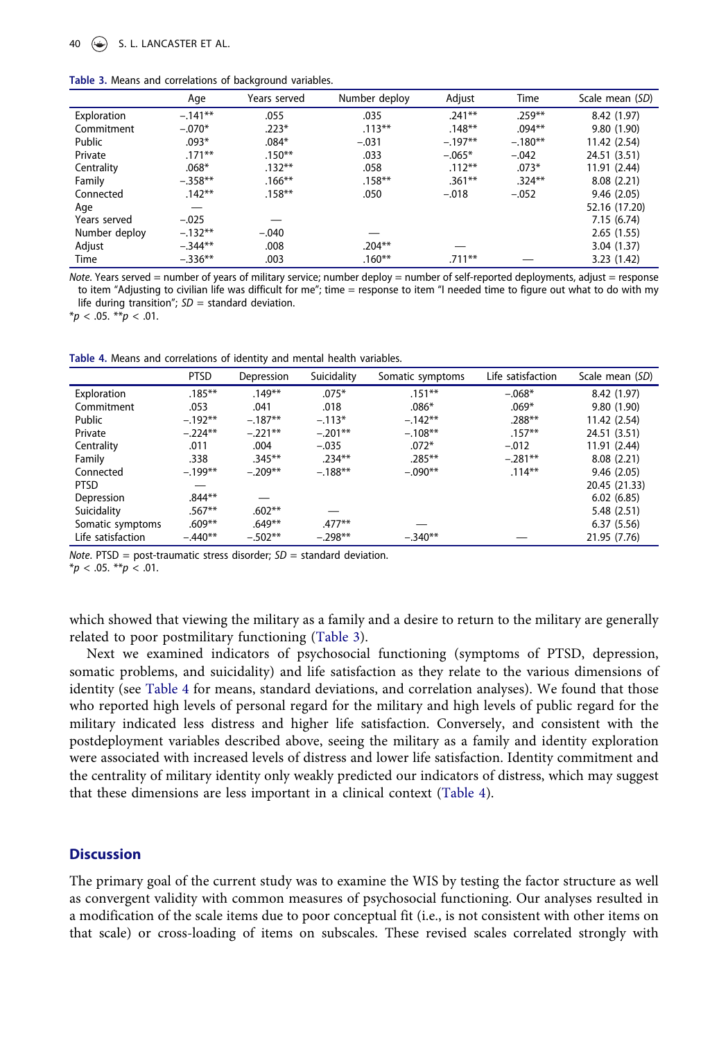Table 3. Means and correlations of background variables.

| | Age | Years served | Number deploy | Adjust | Time | Scale mean (*SD*) |
|---|---|---|---|---|---|---|
| Exploration | −.141** | .055 | .035 | .241** | .259** | 8.42 (1.97) |
| Commitment | −.070* | .223* | .113** | .148** | .094** | 9.80 (1.90) |
| Public | .093* | .084* | −.031 | −.197** | −.180** | 11.42 (2.54) |
| Private | .171** | .150** | .033 | −.065* | −.042 | 24.51 (3.51) |
| Centrality | .068* | .132** | .058 | .112** | .073* | 11.91 (2.44) |
| Family | −.358** | .166** | .158** | .361** | .324** | 8.08 (2.21) |
| Connected | .142** | .158** | .050 | −.018 | −.052 | 9.46 (2.05) |
| Age | — | | | | | 52.16 (17.20) |
| Years served | −.025 | — | | | | 7.15 (6.74) |
| Number deploy | −.132** | −.040 | — | | | 2.65 (1.55) |
| Adjust | −.344** | .008 | .204** | — | | 3.04 (1.37) |
| Time | −.336** | .003 | .160** | .711** | — | 3.23 (1.42) |

*Note*. Years served = number of years of military service; number deploy = number of self-reported deployments, adjust = response to item "Adjusting to civilian life was difficult for me"; time = response to item "I needed time to figure out what to do with my life during transition"; *SD* = standard deviation.
*$p < .05$. **$p < .01$.

Table 4. Means and correlations of identity and mental health variables.

| | PTSD | Depression | Suicidality | Somatic symptoms | Life satisfaction | Scale mean (*SD*) |
|---|---|---|---|---|---|---|
| Exploration | .185** | .149** | .075* | .151** | −.068* | 8.42 (1.97) |
| Commitment | .053 | .041 | .018 | .086* | .069* | 9.80 (1.90) |
| Public | −.192** | −.187** | −.113* | −.142** | .288** | 11.42 (2.54) |
| Private | −.224** | −.221** | −.201** | −.108** | .157** | 24.51 (3.51) |
| Centrality | .011 | .004 | −.035 | .072* | −.012 | 11.91 (2.44) |
| Family | .338 | .345** | .234** | .285** | −.281** | 8.08 (2.21) |
| Connected | −.199** | −.209** | −.188** | −.090** | .114** | 9.46 (2.05) |
| PTSD | — | | | | | 20.45 (21.33) |
| Depression | .844** | — | | | | 6.02 (6.85) |
| Suicidality | .567** | .602** | — | | | 5.48 (2.51) |
| Somatic symptoms | .609** | .649** | .477** | — | | 6.37 (5.56) |
| Life satisfaction | −.440** | −.502** | −.298** | −.340** | — | 21.95 (7.76) |

*Note*. PTSD = post-traumatic stress disorder; *SD* = standard deviation.
*$p < .05$. **$p < .01$.

which showed that viewing the military as a family and a desire to return to the military are generally related to poor postmilitary functioning (Table 3).

Next we examined indicators of psychosocial functioning (symptoms of PTSD, depression, somatic problems, and suicidality) and life satisfaction as they relate to the various dimensions of identity (see Table 4 for means, standard deviations, and correlation analyses). We found that those who reported high levels of personal regard for the military and high levels of public regard for the military indicated less distress and higher life satisfaction. Conversely, and consistent with the postdeployment variables described above, seeing the military as a family and identity exploration were associated with increased levels of distress and lower life satisfaction. Identity commitment and the centrality of military identity only weakly predicted our indicators of distress, which may suggest that these dimensions are less important in a clinical context (Table 4).

## Discussion

The primary goal of the current study was to examine the WIS by testing the factor structure as well as convergent validity with common measures of psychosocial functioning. Our analyses resulted in a modification of the scale items due to poor conceptual fit (i.e., is not consistent with other items on that scale) or cross-loading of items on subscales. These revised scales correlated strongly with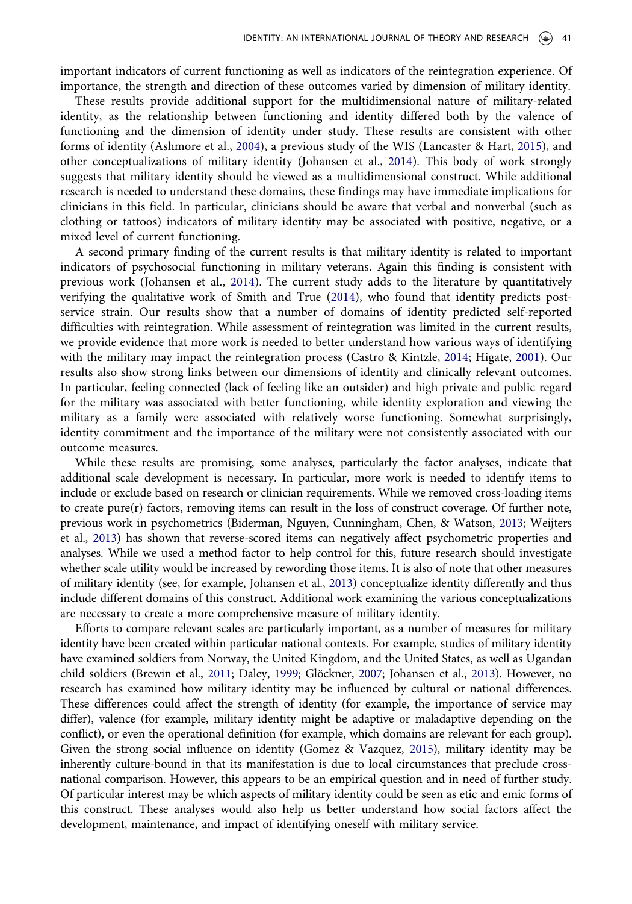important indicators of current functioning as well as indicators of the reintegration experience. Of importance, the strength and direction of these outcomes varied by dimension of military identity.

These results provide additional support for the multidimensional nature of military-related identity, as the relationship between functioning and identity differed both by the valence of functioning and the dimension of identity under study. These results are consistent with other forms of identity (Ashmore et al., 2004), a previous study of the WIS (Lancaster & Hart, 2015), and other conceptualizations of military identity (Johansen et al., 2014). This body of work strongly suggests that military identity should be viewed as a multidimensional construct. While additional research is needed to understand these domains, these findings may have immediate implications for clinicians in this field. In particular, clinicians should be aware that verbal and nonverbal (such as clothing or tattoos) indicators of military identity may be associated with positive, negative, or a mixed level of current functioning.

A second primary finding of the current results is that military identity is related to important indicators of psychosocial functioning in military veterans. Again this finding is consistent with previous work (Johansen et al., 2014). The current study adds to the literature by quantitatively verifying the qualitative work of Smith and True (2014), who found that identity predicts post-service strain. Our results show that a number of domains of identity predicted self-reported difficulties with reintegration. While assessment of reintegration was limited in the current results, we provide evidence that more work is needed to better understand how various ways of identifying with the military may impact the reintegration process (Castro & Kintzle, 2014; Higate, 2001). Our results also show strong links between our dimensions of identity and clinically relevant outcomes. In particular, feeling connected (lack of feeling like an outsider) and high private and public regard for the military was associated with better functioning, while identity exploration and viewing the military as a family were associated with relatively worse functioning. Somewhat surprisingly, identity commitment and the importance of the military were not consistently associated with our outcome measures.

While these results are promising, some analyses, particularly the factor analyses, indicate that additional scale development is necessary. In particular, more work is needed to identify items to include or exclude based on research or clinician requirements. While we removed cross-loading items to create pure(r) factors, removing items can result in the loss of construct coverage. Of further note, previous work in psychometrics (Biderman, Nguyen, Cunningham, Chen, & Watson, 2013; Weijters et al., 2013) has shown that reverse-scored items can negatively affect psychometric properties and analyses. While we used a method factor to help control for this, future research should investigate whether scale utility would be increased by rewording those items. It is also of note that other measures of military identity (see, for example, Johansen et al., 2013) conceptualize identity differently and thus include different domains of this construct. Additional work examining the various conceptualizations are necessary to create a more comprehensive measure of military identity.

Efforts to compare relevant scales are particularly important, as a number of measures for military identity have been created within particular national contexts. For example, studies of military identity have examined soldiers from Norway, the United Kingdom, and the United States, as well as Ugandan child soldiers (Brewin et al., 2011; Daley, 1999; Glöckner, 2007; Johansen et al., 2013). However, no research has examined how military identity may be influenced by cultural or national differences. These differences could affect the strength of identity (for example, the importance of service may differ), valence (for example, military identity might be adaptive or maladaptive depending on the conflict), or even the operational definition (for example, which domains are relevant for each group). Given the strong social influence on identity (Gomez & Vazquez, 2015), military identity may be inherently culture-bound in that its manifestation is due to local circumstances that preclude cross-national comparison. However, this appears to be an empirical question and in need of further study. Of particular interest may be which aspects of military identity could be seen as etic and emic forms of this construct. These analyses would also help us better understand how social factors affect the development, maintenance, and impact of identifying oneself with military service.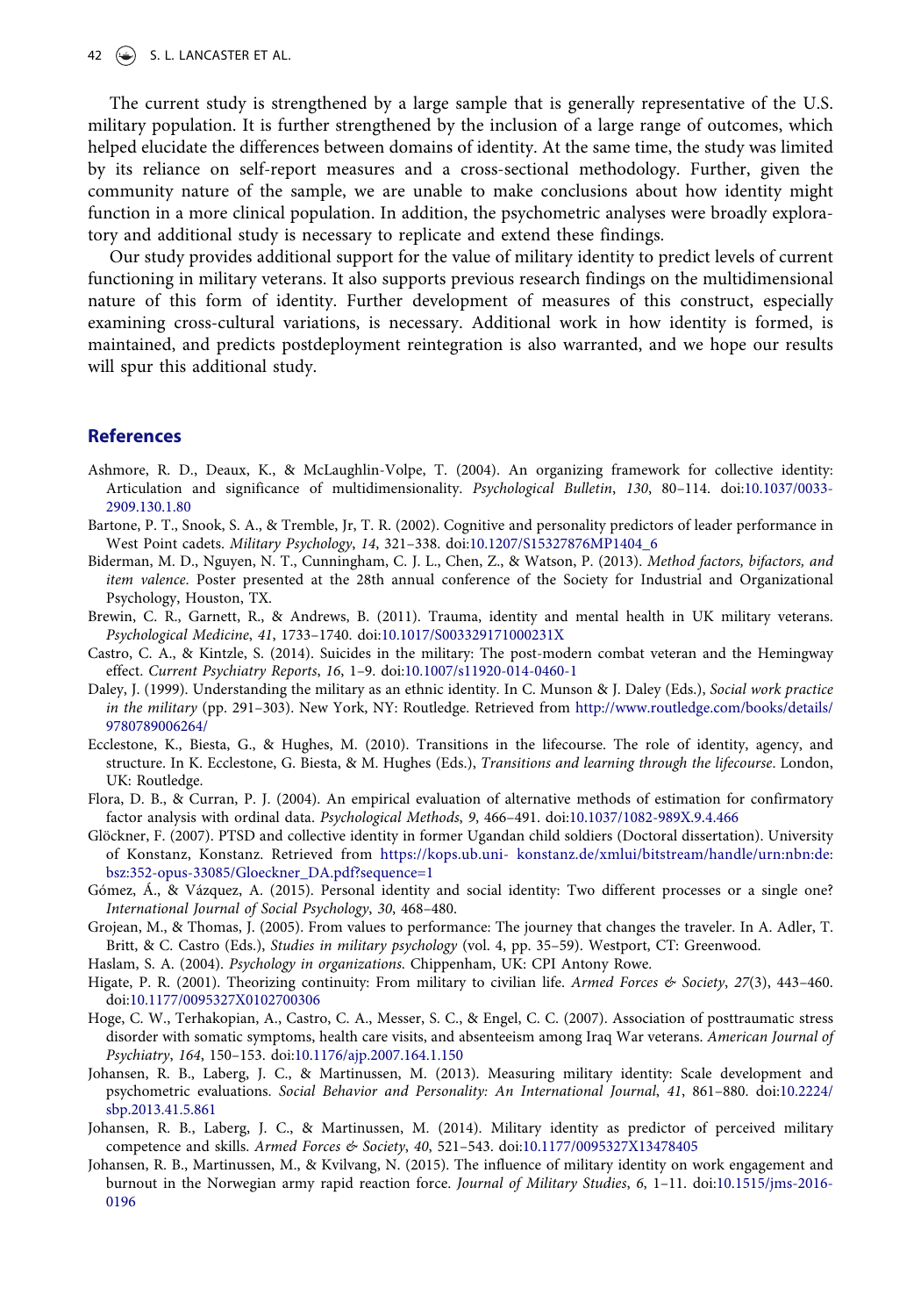The current study is strengthened by a large sample that is generally representative of the U.S. military population. It is further strengthened by the inclusion of a large range of outcomes, which helped elucidate the differences between domains of identity. At the same time, the study was limited by its reliance on self-report measures and a cross-sectional methodology. Further, given the community nature of the sample, we are unable to make conclusions about how identity might function in a more clinical population. In addition, the psychometric analyses were broadly exploratory and additional study is necessary to replicate and extend these findings.

Our study provides additional support for the value of military identity to predict levels of current functioning in military veterans. It also supports previous research findings on the multidimensional nature of this form of identity. Further development of measures of this construct, especially examining cross-cultural variations, is necessary. Additional work in how identity is formed, is maintained, and predicts postdeployment reintegration is also warranted, and we hope our results will spur this additional study.

## References

Ashmore, R. D., Deaux, K., & McLaughlin-Volpe, T. (2004). An organizing framework for collective identity: Articulation and significance of multidimensionality. *Psychological Bulletin*, *130*, 80–114. doi:10.1037/0033-2909.130.1.80

Bartone, P. T., Snook, S. A., & Tremble, Jr, T. R. (2002). Cognitive and personality predictors of leader performance in West Point cadets. *Military Psychology*, *14*, 321–338. doi:10.1207/S15327876MP1404_6

Biderman, M. D., Nguyen, N. T., Cunningham, C. J. L., Chen, Z., & Watson, P. (2013). *Method factors, bifactors, and item valence*. Poster presented at the 28th annual conference of the Society for Industrial and Organizational Psychology, Houston, TX.

Brewin, C. R., Garnett, R., & Andrews, B. (2011). Trauma, identity and mental health in UK military veterans. *Psychological Medicine*, *41*, 1733–1740. doi:10.1017/S003329171000231X

Castro, C. A., & Kintzle, S. (2014). Suicides in the military: The post-modern combat veteran and the Hemingway effect. *Current Psychiatry Reports*, *16*, 1–9. doi:10.1007/s11920-014-0460-1

Daley, J. (1999). Understanding the military as an ethnic identity. In C. Munson & J. Daley (Eds.), *Social work practice in the military* (pp. 291–303). New York, NY: Routledge. Retrieved from http://www.routledge.com/books/details/9780789006264/

Ecclestone, K., Biesta, G., & Hughes, M. (2010). Transitions in the lifecourse. The role of identity, agency, and structure. In K. Ecclestone, G. Biesta, & M. Hughes (Eds.), *Transitions and learning through the lifecourse*. London, UK: Routledge.

Flora, D. B., & Curran, P. J. (2004). An empirical evaluation of alternative methods of estimation for confirmatory factor analysis with ordinal data. *Psychological Methods*, *9*, 466–491. doi:10.1037/1082-989X.9.4.466

Glöckner, F. (2007). PTSD and collective identity in former Ugandan child soldiers (Doctoral dissertation). University of Konstanz, Konstanz. Retrieved from https://kops.ub.uni- konstanz.de/xmlui/bitstream/handle/urn:nbn:de:bsz:352-opus-33085/Gloeckner_DA.pdf?sequence=1

Gómez, Á., & Vázquez, A. (2015). Personal identity and social identity: Two different processes or a single one? *International Journal of Social Psychology*, *30*, 468–480.

Grojean, M., & Thomas, J. (2005). From values to performance: The journey that changes the traveler. In A. Adler, T. Britt, & C. Castro (Eds.), *Studies in military psychology* (vol. 4, pp. 35–59). Westport, CT: Greenwood.

Haslam, S. A. (2004). *Psychology in organizations*. Chippenham, UK: CPI Antony Rowe.

Higate, P. R. (2001). Theorizing continuity: From military to civilian life. *Armed Forces & Society*, *27*(3), 443–460. doi:10.1177/0095327X0102700306

Hoge, C. W., Terhakopian, A., Castro, C. A., Messer, S. C., & Engel, C. C. (2007). Association of posttraumatic stress disorder with somatic symptoms, health care visits, and absenteeism among Iraq War veterans. *American Journal of Psychiatry*, *164*, 150–153. doi:10.1176/ajp.2007.164.1.150

Johansen, R. B., Laberg, J. C., & Martinussen, M. (2013). Measuring military identity: Scale development and psychometric evaluations. *Social Behavior and Personality: An International Journal*, *41*, 861–880. doi:10.2224/sbp.2013.41.5.861

Johansen, R. B., Laberg, J. C., & Martinussen, M. (2014). Military identity as predictor of perceived military competence and skills. *Armed Forces & Society*, *40*, 521–543. doi:10.1177/0095327X13478405

Johansen, R. B., Martinussen, M., & Kvilvang, N. (2015). The influence of military identity on work engagement and burnout in the Norwegian army rapid reaction force. *Journal of Military Studies*, *6*, 1–11. doi:10.1515/jms-2016-0196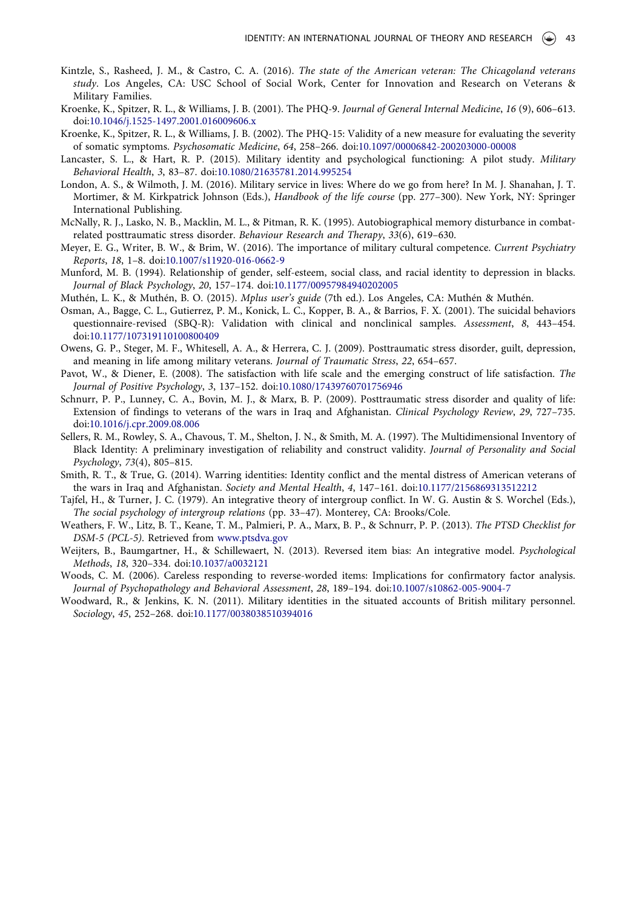Kintzle, S., Rasheed, J. M., & Castro, C. A. (2016). *The state of the American veteran: The Chicagoland veterans study*. Los Angeles, CA: USC School of Social Work, Center for Innovation and Research on Veterans & Military Families.

Kroenke, K., Spitzer, R. L., & Williams, J. B. (2001). The PHQ-9. *Journal of General Internal Medicine*, *16* (9), 606–613. doi:10.1046/j.1525-1497.2001.016009606.x

Kroenke, K., Spitzer, R. L., & Williams, J. B. (2002). The PHQ-15: Validity of a new measure for evaluating the severity of somatic symptoms. *Psychosomatic Medicine*, *64*, 258–266. doi:10.1097/00006842-200203000-00008

Lancaster, S. L., & Hart, R. P. (2015). Military identity and psychological functioning: A pilot study. *Military Behavioral Health*, *3*, 83–87. doi:10.1080/21635781.2014.995254

London, A. S., & Wilmoth, J. M. (2016). Military service in lives: Where do we go from here? In M. J. Shanahan, J. T. Mortimer, & M. Kirkpatrick Johnson (Eds.), *Handbook of the life course* (pp. 277–300). New York, NY: Springer International Publishing.

McNally, R. J., Lasko, N. B., Macklin, M. L., & Pitman, R. K. (1995). Autobiographical memory disturbance in combat-related posttraumatic stress disorder. *Behaviour Research and Therapy*, *33*(6), 619–630.

Meyer, E. G., Writer, B. W., & Brim, W. (2016). The importance of military cultural competence. *Current Psychiatry Reports*, *18*, 1–8. doi:10.1007/s11920-016-0662-9

Munford, M. B. (1994). Relationship of gender, self-esteem, social class, and racial identity to depression in blacks. *Journal of Black Psychology*, *20*, 157–174. doi:10.1177/00957984940202005

Muthén, L. K., & Muthén, B. O. (2015). *Mplus user's guide* (7th ed.). Los Angeles, CA: Muthén & Muthén.

Osman, A., Bagge, C. L., Gutierrez, P. M., Konick, L. C., Kopper, B. A., & Barrios, F. X. (2001). The suicidal behaviors questionnaire-revised (SBQ-R): Validation with clinical and nonclinical samples. *Assessment*, *8*, 443–454. doi:10.1177/107319110100800409

Owens, G. P., Steger, M. F., Whitesell, A. A., & Herrera, C. J. (2009). Posttraumatic stress disorder, guilt, depression, and meaning in life among military veterans. *Journal of Traumatic Stress*, *22*, 654–657.

Pavot, W., & Diener, E. (2008). The satisfaction with life scale and the emerging construct of life satisfaction. *The Journal of Positive Psychology*, *3*, 137–152. doi:10.1080/17439760701756946

Schnurr, P. P., Lunney, C. A., Bovin, M. J., & Marx, B. P. (2009). Posttraumatic stress disorder and quality of life: Extension of findings to veterans of the wars in Iraq and Afghanistan. *Clinical Psychology Review*, *29*, 727–735. doi:10.1016/j.cpr.2009.08.006

Sellers, R. M., Rowley, S. A., Chavous, T. M., Shelton, J. N., & Smith, M. A. (1997). The Multidimensional Inventory of Black Identity: A preliminary investigation of reliability and construct validity. *Journal of Personality and Social Psychology*, *73*(4), 805–815.

Smith, R. T., & True, G. (2014). Warring identities: Identity conflict and the mental distress of American veterans of the wars in Iraq and Afghanistan. *Society and Mental Health*, *4*, 147–161. doi:10.1177/2156869313512212

Tajfel, H., & Turner, J. C. (1979). An integrative theory of intergroup conflict. In W. G. Austin & S. Worchel (Eds.), *The social psychology of intergroup relations* (pp. 33–47). Monterey, CA: Brooks/Cole.

Weathers, F. W., Litz, B. T., Keane, T. M., Palmieri, P. A., Marx, B. P., & Schnurr, P. P. (2013). *The PTSD Checklist for DSM-5 (PCL-5)*. Retrieved from www.ptsdva.gov

Weijters, B., Baumgartner, H., & Schillewaert, N. (2013). Reversed item bias: An integrative model. *Psychological Methods*, *18*, 320–334. doi:10.1037/a0032121

Woods, C. M. (2006). Careless responding to reverse-worded items: Implications for confirmatory factor analysis. *Journal of Psychopathology and Behavioral Assessment*, *28*, 189–194. doi:10.1007/s10862-005-9004-7

Woodward, R., & Jenkins, K. N. (2011). Military identities in the situated accounts of British military personnel. *Sociology*, *45*, 252–268. doi:10.1177/0038038510394016